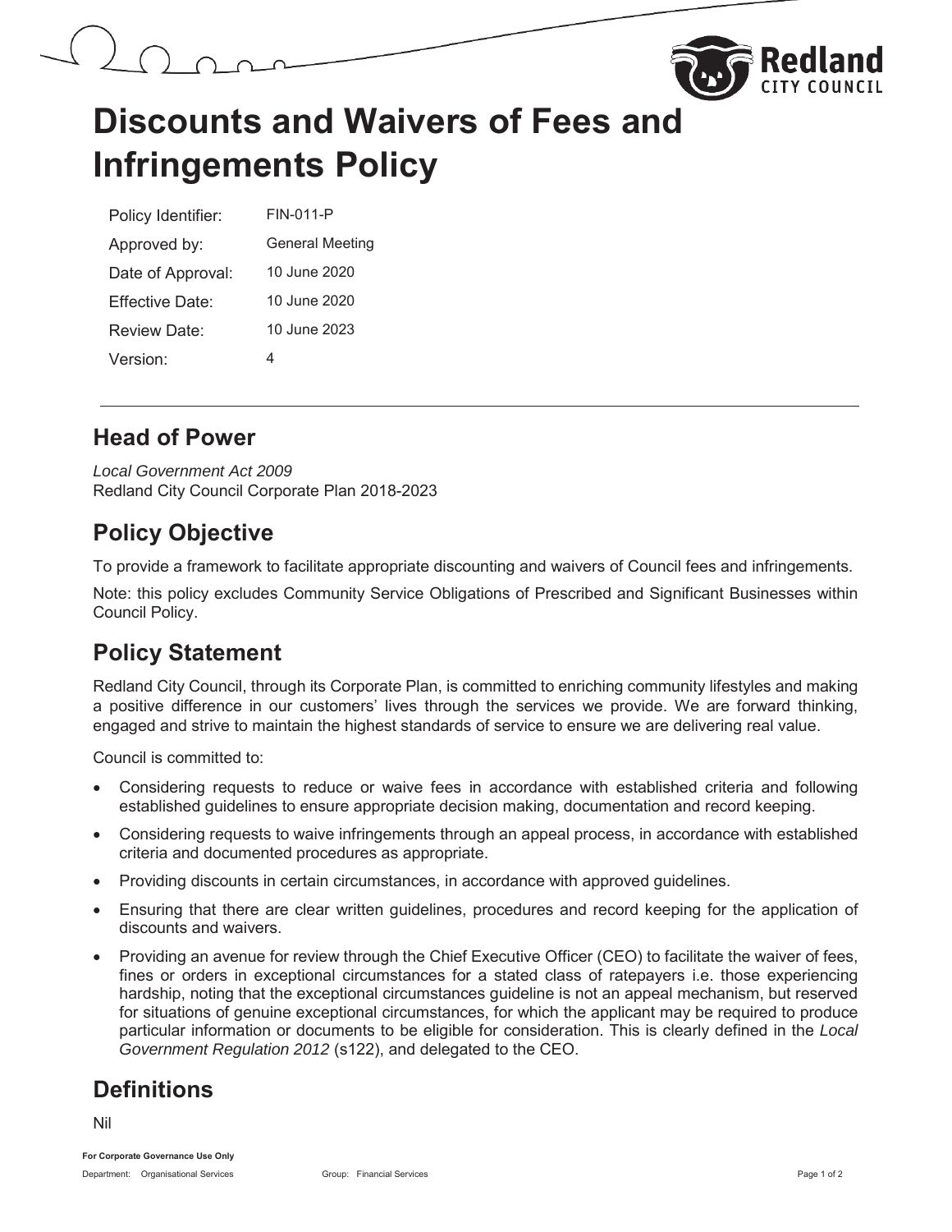# Discounts and Waivers of Fees and Infringements Policy

| | |
|---|---|
| Policy Identifier: | FIN-011-P |
| Approved by: | General Meeting |
| Date of Approval: | 10 June 2020 |
| Effective Date: | 10 June 2020 |
| Review Date: | 10 June 2023 |
| Version: | 4 |

## Head of Power

*Local Government Act 2009*
Redland City Council Corporate Plan 2018-2023

## Policy Objective

To provide a framework to facilitate appropriate discounting and waivers of Council fees and infringements.

Note: this policy excludes Community Service Obligations of Prescribed and Significant Businesses within Council Policy.

## Policy Statement

Redland City Council, through its Corporate Plan, is committed to enriching community lifestyles and making a positive difference in our customers' lives through the services we provide. We are forward thinking, engaged and strive to maintain the highest standards of service to ensure we are delivering real value.

Council is committed to:

- Considering requests to reduce or waive fees in accordance with established criteria and following established guidelines to ensure appropriate decision making, documentation and record keeping.
- Considering requests to waive infringements through an appeal process, in accordance with established criteria and documented procedures as appropriate.
- Providing discounts in certain circumstances, in accordance with approved guidelines.
- Ensuring that there are clear written guidelines, procedures and record keeping for the application of discounts and waivers.
- Providing an avenue for review through the Chief Executive Officer (CEO) to facilitate the waiver of fees, fines or orders in exceptional circumstances for a stated class of ratepayers i.e. those experiencing hardship, noting that the exceptional circumstances guideline is not an appeal mechanism, but reserved for situations of genuine exceptional circumstances, for which the applicant may be required to produce particular information or documents to be eligible for consideration. This is clearly defined in the *Local Government Regulation 2012* (s122), and delegated to the CEO.

## Definitions

Nil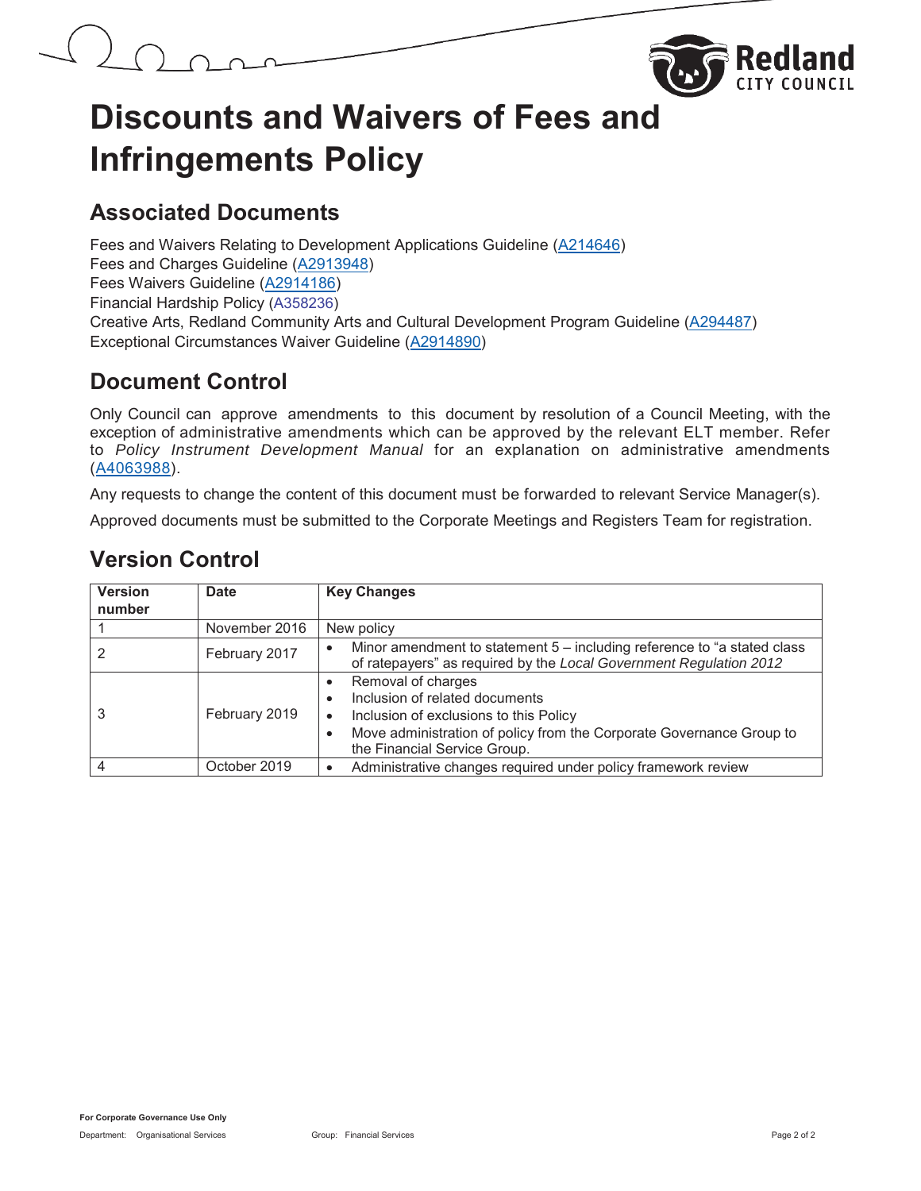# Discounts and Waivers of Fees and Infringements Policy

## Associated Documents

Fees and Waivers Relating to Development Applications Guideline (A214646)
Fees and Charges Guideline (A2913948)
Fees Waivers Guideline (A2914186)
Financial Hardship Policy (A358236)
Creative Arts, Redland Community Arts and Cultural Development Program Guideline (A294487)
Exceptional Circumstances Waiver Guideline (A2914890)

## Document Control

Only Council can approve amendments to this document by resolution of a Council Meeting, with the exception of administrative amendments which can be approved by the relevant ELT member. Refer to *Policy Instrument Development Manual* for an explanation on administrative amendments (A4063988).

Any requests to change the content of this document must be forwarded to relevant Service Manager(s).

Approved documents must be submitted to the Corporate Meetings and Registers Team for registration.

## Version Control

| Version number | Date | Key Changes |
|---|---|---|
| 1 | November 2016 | New policy |
| 2 | February 2017 | • Minor amendment to statement 5 – including reference to "a stated class of ratepayers" as required by the *Local Government Regulation 2012* |
| 3 | February 2019 | • Removal of charges<br>• Inclusion of related documents<br>• Inclusion of exclusions to this Policy<br>• Move administration of policy from the Corporate Governance Group to the Financial Service Group. |
| 4 | October 2019 | • Administrative changes required under policy framework review |

**For Corporate Governance Use Only**
Department: Organisational Services Group: Financial Services